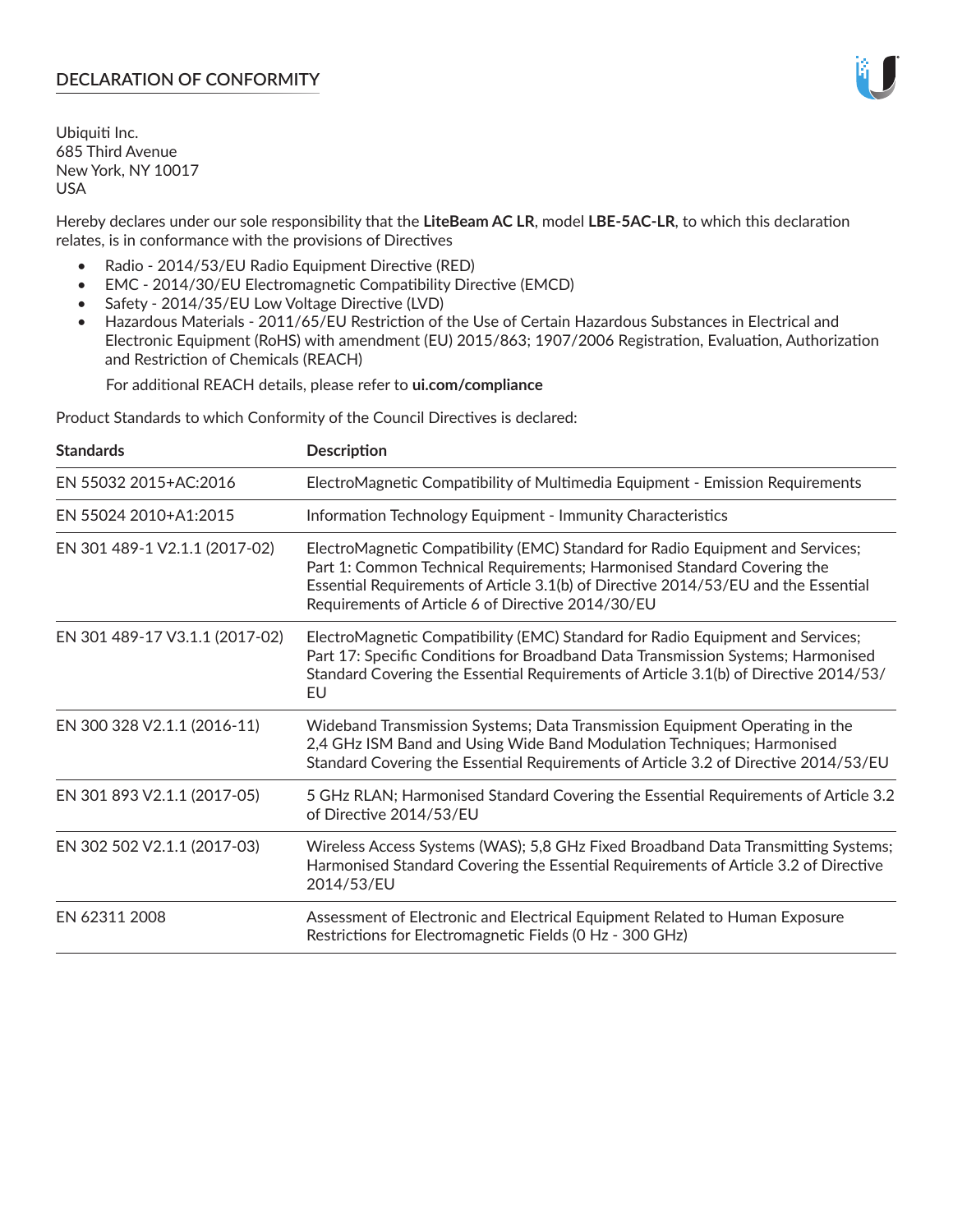# DECLARATION OF CONFORMITY

Ubiquiti Inc.
685 Third Avenue
New York, NY 10017
USA

Hereby declares under our sole responsibility that the **LiteBeam AC LR**, model **LBE-5AC-LR**, to which this declaration relates, is in conformance with the provisions of Directives

- Radio - 2014/53/EU Radio Equipment Directive (RED)
- EMC - 2014/30/EU Electromagnetic Compatibility Directive (EMCD)
- Safety - 2014/35/EU Low Voltage Directive (LVD)
- Hazardous Materials - 2011/65/EU Restriction of the Use of Certain Hazardous Substances in Electrical and Electronic Equipment (RoHS) with amendment (EU) 2015/863; 1907/2006 Registration, Evaluation, Authorization and Restriction of Chemicals (REACH)

For additional REACH details, please refer to **ui.com/compliance**

Product Standards to which Conformity of the Council Directives is declared:

| Standards | Description |
|---|---|
| EN 55032 2015+AC:2016 | ElectroMagnetic Compatibility of Multimedia Equipment - Emission Requirements |
| EN 55024 2010+A1:2015 | Information Technology Equipment - Immunity Characteristics |
| EN 301 489-1 V2.1.1 (2017-02) | ElectroMagnetic Compatibility (EMC) Standard for Radio Equipment and Services; Part 1: Common Technical Requirements; Harmonised Standard Covering the Essential Requirements of Article 3.1(b) of Directive 2014/53/EU and the Essential Requirements of Article 6 of Directive 2014/30/EU |
| EN 301 489-17 V3.1.1 (2017-02) | ElectroMagnetic Compatibility (EMC) Standard for Radio Equipment and Services; Part 17: Specific Conditions for Broadband Data Transmission Systems; Harmonised Standard Covering the Essential Requirements of Article 3.1(b) of Directive 2014/53/EU |
| EN 300 328 V2.1.1 (2016-11) | Wideband Transmission Systems; Data Transmission Equipment Operating in the 2,4 GHz ISM Band and Using Wide Band Modulation Techniques; Harmonised Standard Covering the Essential Requirements of Article 3.2 of Directive 2014/53/EU |
| EN 301 893 V2.1.1 (2017-05) | 5 GHz RLAN; Harmonised Standard Covering the Essential Requirements of Article 3.2 of Directive 2014/53/EU |
| EN 302 502 V2.1.1 (2017-03) | Wireless Access Systems (WAS); 5,8 GHz Fixed Broadband Data Transmitting Systems; Harmonised Standard Covering the Essential Requirements of Article 3.2 of Directive 2014/53/EU |
| EN 62311 2008 | Assessment of Electronic and Electrical Equipment Related to Human Exposure Restrictions for Electromagnetic Fields (0 Hz - 300 GHz) |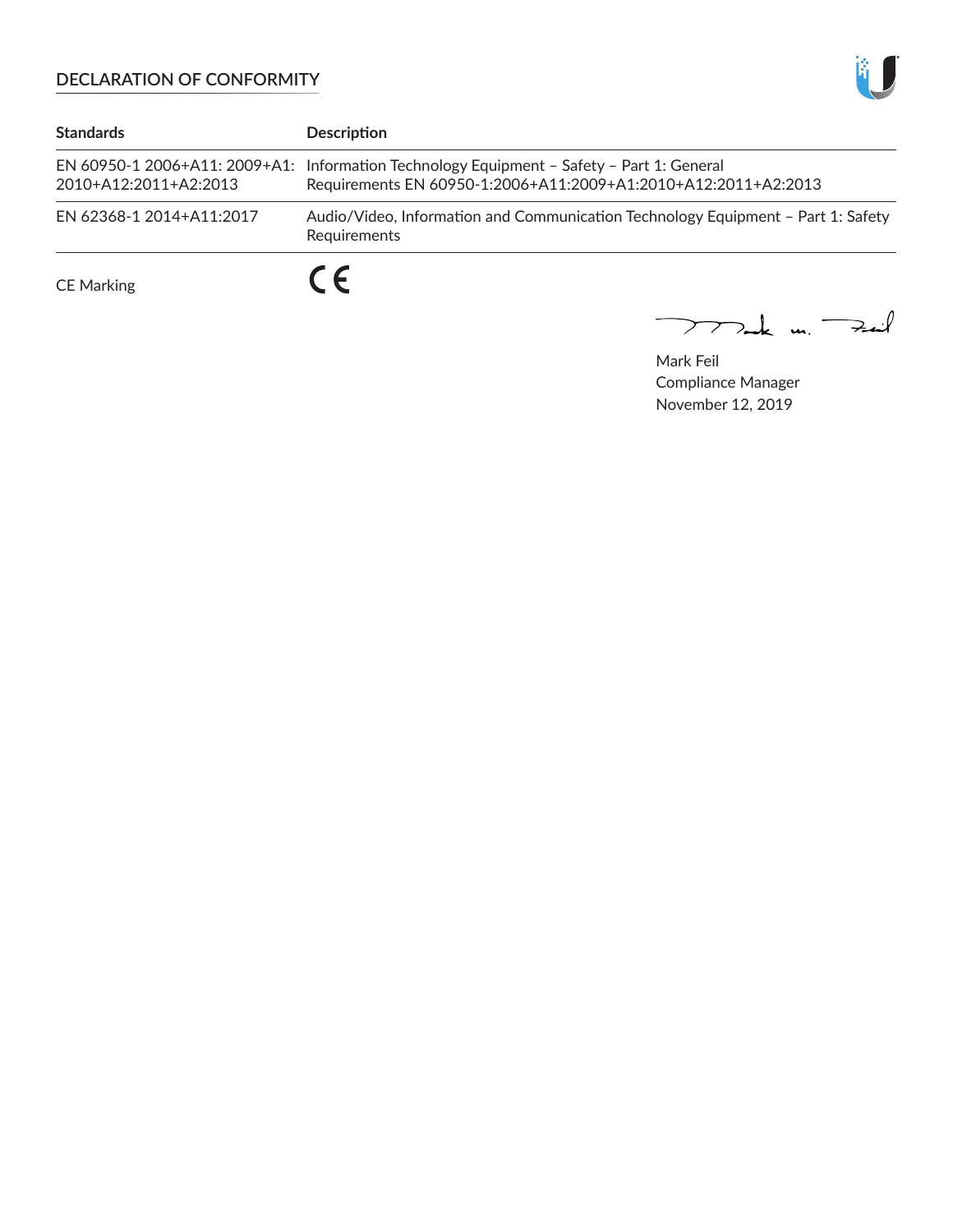## DECLARATION OF CONFORMITY

| Standards | Description |
|---|---|
| EN 60950-1 2006+A11: 2009+A1: 2010+A12:2011+A2:2013 | Information Technology Equipment – Safety – Part 1: General Requirements EN 60950-1:2006+A11:2009+A1:2010+A12:2011+A2:2013 |
| EN 62368-1 2014+A11:2017 | Audio/Video, Information and Communication Technology Equipment – Part 1: Safety Requirements |

CE Marking CE

Mark Feil
Compliance Manager
November 12, 2019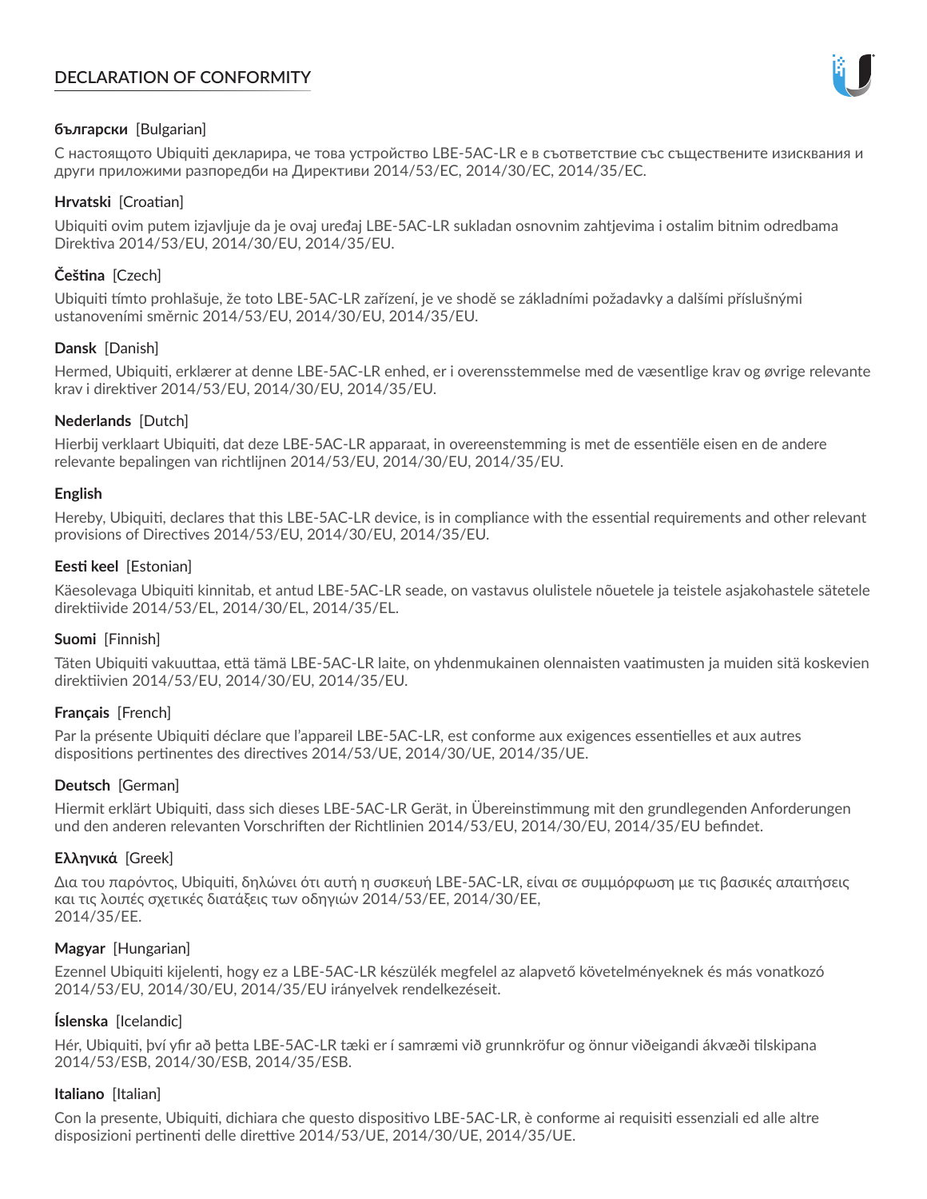# DECLARATION OF CONFORMITY

**български** [Bulgarian]

С настоящото Ubiquiti декларира, че това устройство LBE-5AC-LR е в съответствие със съществените изисквания и други приложими разпоредби на Директиви 2014/53/EC, 2014/30/ЕС, 2014/35/ЕС.

**Hrvatski** [Croatian]

Ubiquiti ovim putem izjavljuje da je ovaj uređaj LBE-5AC-LR sukladan osnovnim zahtjevima i ostalim bitnim odredbama Direktiva 2014/53/EU, 2014/30/EU, 2014/35/EU.

**Čeština** [Czech]

Ubiquiti tímto prohlašuje, že toto LBE-5AC-LR zařízení, je ve shodě se základními požadavky a dalšími příslušnými ustanoveními směrnic 2014/53/EU, 2014/30/EU, 2014/35/EU.

**Dansk** [Danish]

Hermed, Ubiquiti, erklærer at denne LBE-5AC-LR enhed, er i overensstemmelse med de væsentlige krav og øvrige relevante krav i direktiver 2014/53/EU, 2014/30/EU, 2014/35/EU.

**Nederlands** [Dutch]

Hierbij verklaart Ubiquiti, dat deze LBE-5AC-LR apparaat, in overeenstemming is met de essentiële eisen en de andere relevante bepalingen van richtlijnen 2014/53/EU, 2014/30/EU, 2014/35/EU.

**English**

Hereby, Ubiquiti, declares that this LBE-5AC-LR device, is in compliance with the essential requirements and other relevant provisions of Directives 2014/53/EU, 2014/30/EU, 2014/35/EU.

**Eesti keel** [Estonian]

Käesolevaga Ubiquiti kinnitab, et antud LBE-5AC-LR seade, on vastavus olulistele nõuetele ja teistele asjakohastele sätetele direktiivide 2014/53/EL, 2014/30/EL, 2014/35/EL.

**Suomi** [Finnish]

Täten Ubiquiti vakuuttaa, että tämä LBE-5AC-LR laite, on yhdenmukainen olennaisten vaatimusten ja muiden sitä koskevien direktiivien 2014/53/EU, 2014/30/EU, 2014/35/EU.

**Français** [French]

Par la présente Ubiquiti déclare que l'appareil LBE-5AC-LR, est conforme aux exigences essentielles et aux autres dispositions pertinentes des directives 2014/53/UE, 2014/30/UE, 2014/35/UE.

**Deutsch** [German]

Hiermit erklärt Ubiquiti, dass sich dieses LBE-5AC-LR Gerät, in Übereinstimmung mit den grundlegenden Anforderungen und den anderen relevanten Vorschriften der Richtlinien 2014/53/EU, 2014/30/EU, 2014/35/EU befindet.

**Ελληνικά** [Greek]

Δια του παρόντος, Ubiquiti, δηλώνει ότι αυτή η συσκευή LBE-5AC-LR, είναι σε συμμόρφωση με τις βασικές απαιτήσεις και τις λοιπές σχετικές διατάξεις των οδηγιών 2014/53/EE, 2014/30/EE,
2014/35/EE.

**Magyar** [Hungarian]

Ezennel Ubiquiti kijelenti, hogy ez a LBE-5AC-LR készülék megfelel az alapvető követelményeknek és más vonatkozó 2014/53/EU, 2014/30/EU, 2014/35/EU irányelvek rendelkezéseit.

**Íslenska** [Icelandic]

Hér, Ubiquiti, því yfir að þetta LBE-5AC-LR tæki er í samræmi við grunnkröfur og önnur viðeigandi ákvæði tilskipana 2014/53/ESB, 2014/30/ESB, 2014/35/ESB.

**Italiano** [Italian]

Con la presente, Ubiquiti, dichiara che questo dispositivo LBE-5AC-LR, è conforme ai requisiti essenziali ed alle altre disposizioni pertinenti delle direttive 2014/53/UE, 2014/30/UE, 2014/35/UE.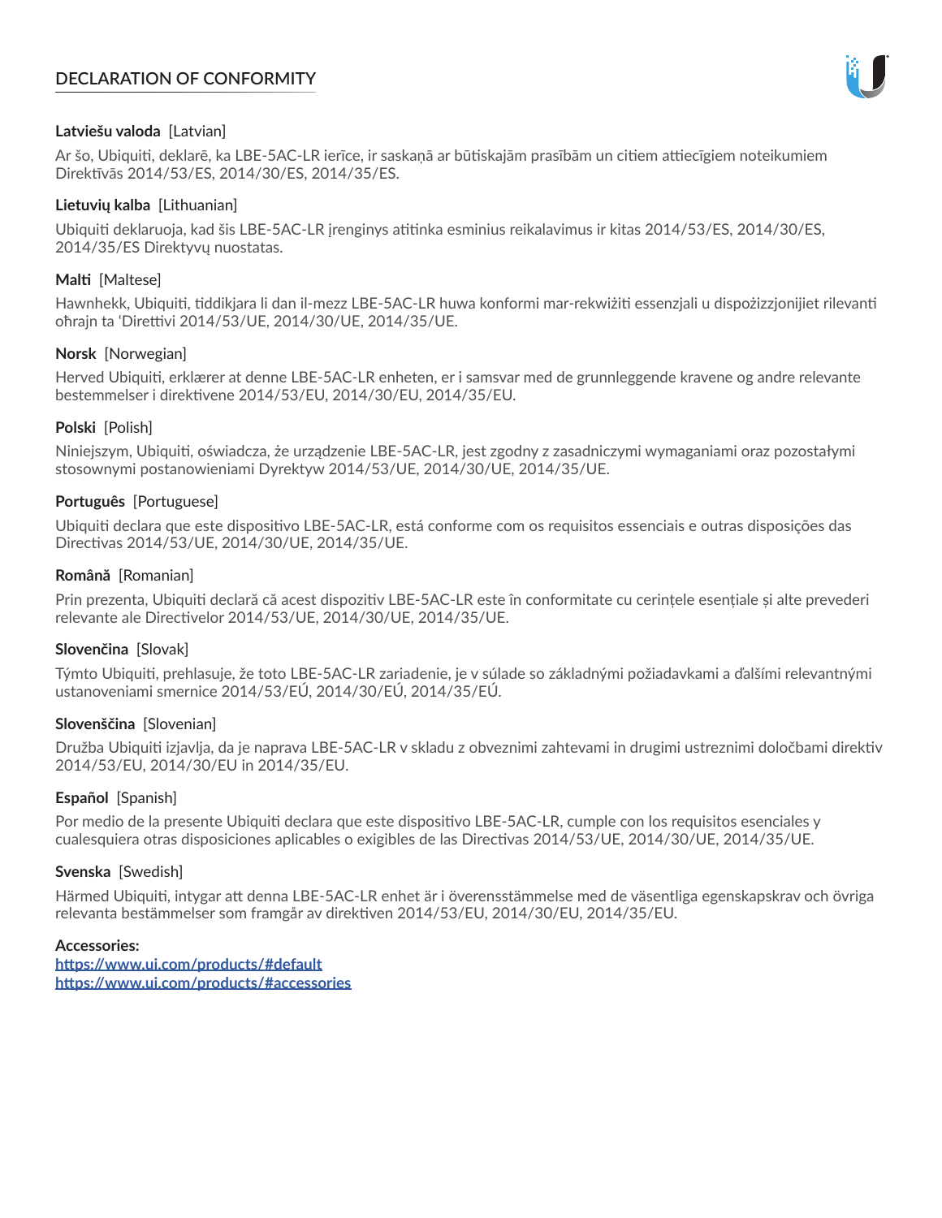# DECLARATION OF CONFORMITY

**Latviešu valoda** [Latvian]

Ar šo, Ubiquiti, deklarē, ka LBE-5AC-LR ierīce, ir saskaņā ar būtiskajām prasībām un citiem attiecīgiem noteikumiem Direktīvās 2014/53/ES, 2014/30/ES, 2014/35/ES.

**Lietuvių kalba** [Lithuanian]

Ubiquiti deklaruoja, kad šis LBE-5AC-LR įrenginys atitinka esminius reikalavimus ir kitas 2014/53/ES, 2014/30/ES, 2014/35/ES Direktyvų nuostatas.

**Malti** [Maltese]

Hawnhekk, Ubiquiti, tiddikjara li dan il-mezz LBE-5AC-LR huwa konformi mar-rekwiżiti essenzjali u dispożizzjonijiet rilevanti oħrajn ta 'Direttivi 2014/53/UE, 2014/30/UE, 2014/35/UE.

**Norsk** [Norwegian]

Herved Ubiquiti, erklærer at denne LBE-5AC-LR enheten, er i samsvar med de grunnleggende kravene og andre relevante bestemmelser i direktivene 2014/53/EU, 2014/30/EU, 2014/35/EU.

**Polski** [Polish]

Niniejszym, Ubiquiti, oświadcza, że urządzenie LBE-5AC-LR, jest zgodny z zasadniczymi wymaganiami oraz pozostałymi stosownymi postanowieniami Dyrektyw 2014/53/UE, 2014/30/UE, 2014/35/UE.

**Português** [Portuguese]

Ubiquiti declara que este dispositivo LBE-5AC-LR, está conforme com os requisitos essenciais e outras disposições das Directivas 2014/53/UE, 2014/30/UE, 2014/35/UE.

**Română** [Romanian]

Prin prezenta, Ubiquiti declară că acest dispozitiv LBE-5AC-LR este în conformitate cu cerințele esențiale și alte prevederi relevante ale Directivelor 2014/53/UE, 2014/30/UE, 2014/35/UE.

**Slovenčina** [Slovak]

Týmto Ubiquiti, prehlasuje, že toto LBE-5AC-LR zariadenie, je v súlade so základnými požiadavkami a ďalšími relevantnými ustanoveniami smernice 2014/53/EÚ, 2014/30/EÚ, 2014/35/EÚ.

**Slovenščina** [Slovenian]

Družba Ubiquiti izjavlja, da je naprava LBE-5AC-LR v skladu z obveznimi zahtevami in drugimi ustreznimi določbami direktiv 2014/53/EU, 2014/30/EU in 2014/35/EU.

**Español** [Spanish]

Por medio de la presente Ubiquiti declara que este dispositivo LBE-5AC-LR, cumple con los requisitos esenciales y cualesquiera otras disposiciones aplicables o exigibles de las Directivas 2014/53/UE, 2014/30/UE, 2014/35/UE.

**Svenska** [Swedish]

Härmed Ubiquiti, intygar att denna LBE-5AC-LR enhet är i överensstämmelse med de väsentliga egenskapskrav och övriga relevanta bestämmelser som framgår av direktiven 2014/53/EU, 2014/30/EU, 2014/35/EU.

**Accessories:**
**https://www.ui.com/products/#default**
**https://www.ui.com/products/#accessories**